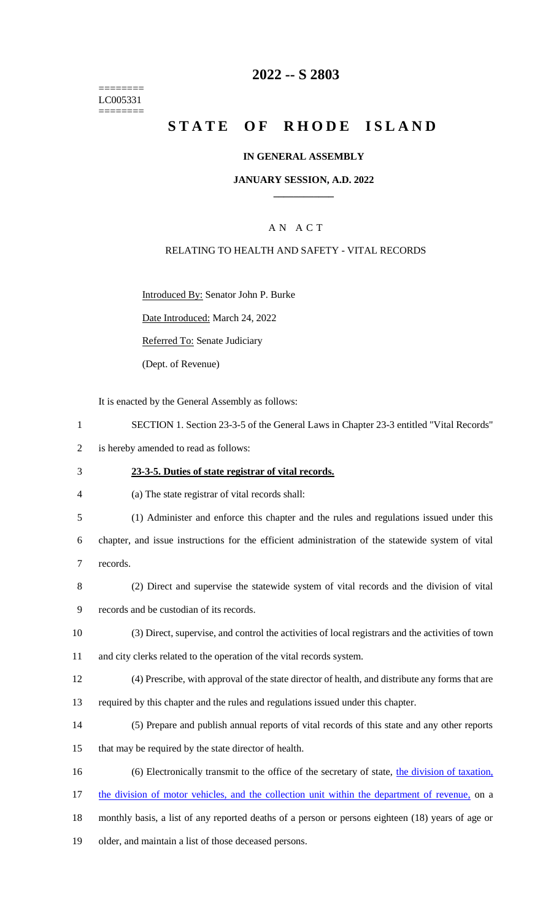========
LC005331
========

# 2022 -- S 2803

# STATE OF RHODE ISLAND

## IN GENERAL ASSEMBLY

### JANUARY SESSION, A.D. 2022

### A N A C T

RELATING TO HEALTH AND SAFETY - VITAL RECORDS

Introduced By: Senator John P. Burke

Date Introduced: March 24, 2022

Referred To: Senate Judiciary

(Dept. of Revenue)

It is enacted by the General Assembly as follows:

1 SECTION 1. Section 23-3-5 of the General Laws in Chapter 23-3 entitled "Vital Records"
2 is hereby amended to read as follows:

3 **23-3-5. Duties of state registrar of vital records.**

4 (a) The state registrar of vital records shall:

5 (1) Administer and enforce this chapter and the rules and regulations issued under this
6 chapter, and issue instructions for the efficient administration of the statewide system of vital
7 records.

8 (2) Direct and supervise the statewide system of vital records and the division of vital
9 records and be custodian of its records.

10 (3) Direct, supervise, and control the activities of local registrars and the activities of town
11 and city clerks related to the operation of the vital records system.

12 (4) Prescribe, with approval of the state director of health, and distribute any forms that are
13 required by this chapter and the rules and regulations issued under this chapter.

14 (5) Prepare and publish annual reports of vital records of this state and any other reports
15 that may be required by the state director of health.

16 (6) Electronically transmit to the office of the secretary of state, the division of taxation,
17 the division of motor vehicles, and the collection unit within the department of revenue, on a
18 monthly basis, a list of any reported deaths of a person or persons eighteen (18) years of age or
19 older, and maintain a list of those deceased persons.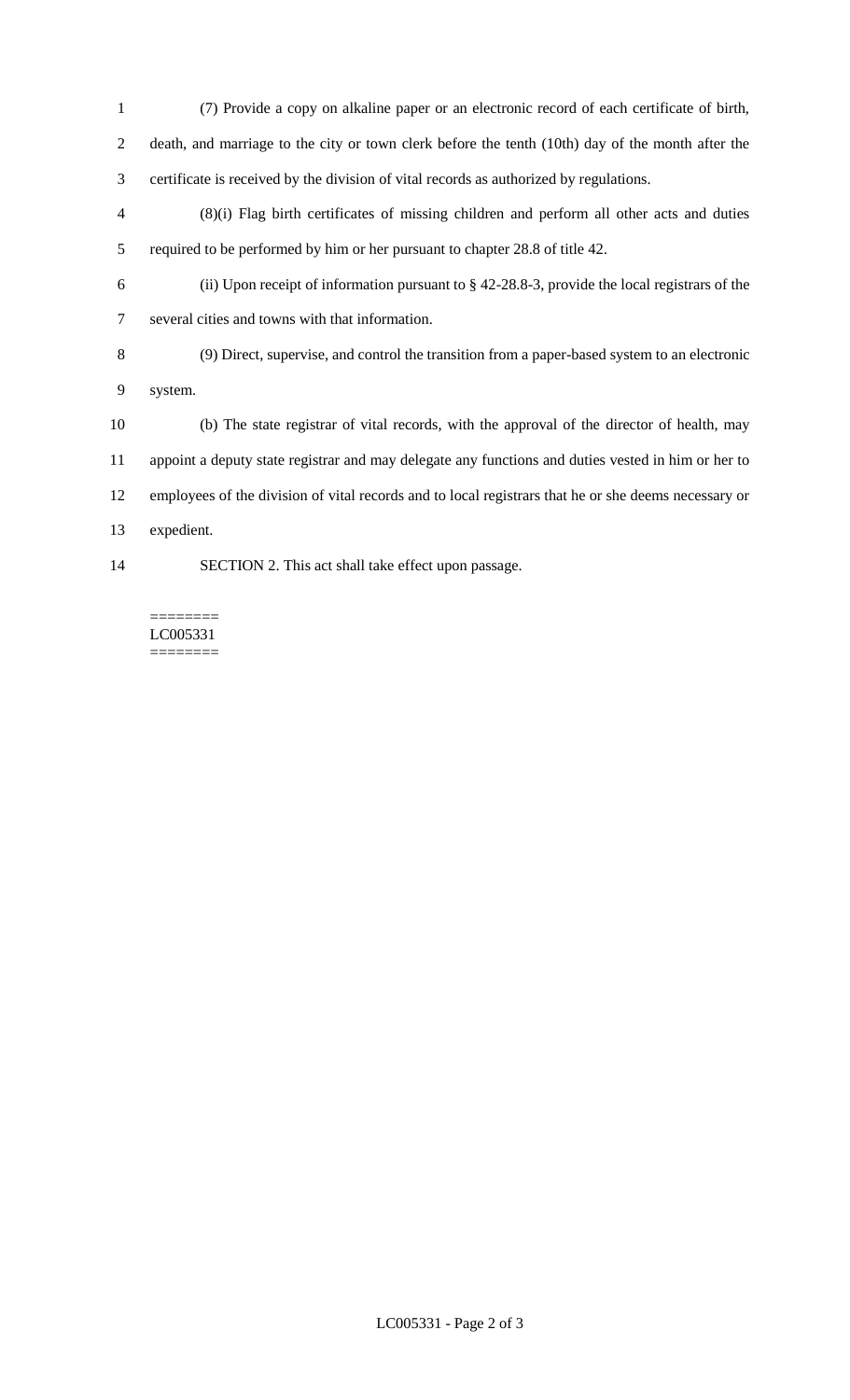(7) Provide a copy on alkaline paper or an electronic record of each certificate of birth, death, and marriage to the city or town clerk before the tenth (10th) day of the month after the certificate is received by the division of vital records as authorized by regulations.

(8)(i) Flag birth certificates of missing children and perform all other acts and duties required to be performed by him or her pursuant to chapter 28.8 of title 42.

(ii) Upon receipt of information pursuant to § 42-28.8-3, provide the local registrars of the several cities and towns with that information.

(9) Direct, supervise, and control the transition from a paper-based system to an electronic system.

(b) The state registrar of vital records, with the approval of the director of health, may appoint a deputy state registrar and may delegate any functions and duties vested in him or her to employees of the division of vital records and to local registrars that he or she deems necessary or expedient.

SECTION 2. This act shall take effect upon passage.

========
LC005331
========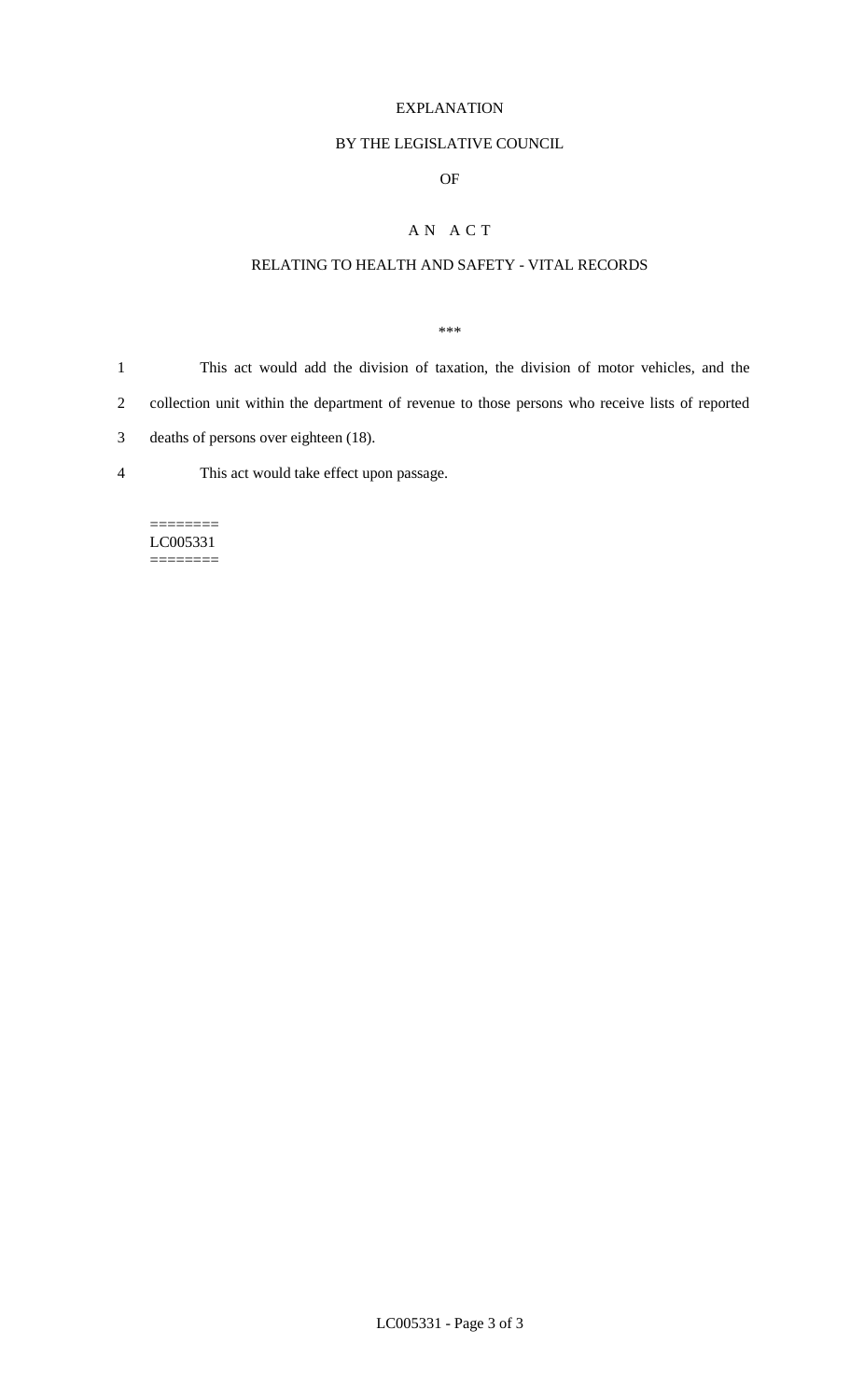EXPLANATION

BY THE LEGISLATIVE COUNCIL

OF

A N A C T

RELATING TO HEALTH AND SAFETY - VITAL RECORDS

\*\*\*

1 This act would add the division of taxation, the division of motor vehicles, and the
2 collection unit within the department of revenue to those persons who receive lists of reported
3 deaths of persons over eighteen (18).
4 This act would take effect upon passage.

========
LC005331
========